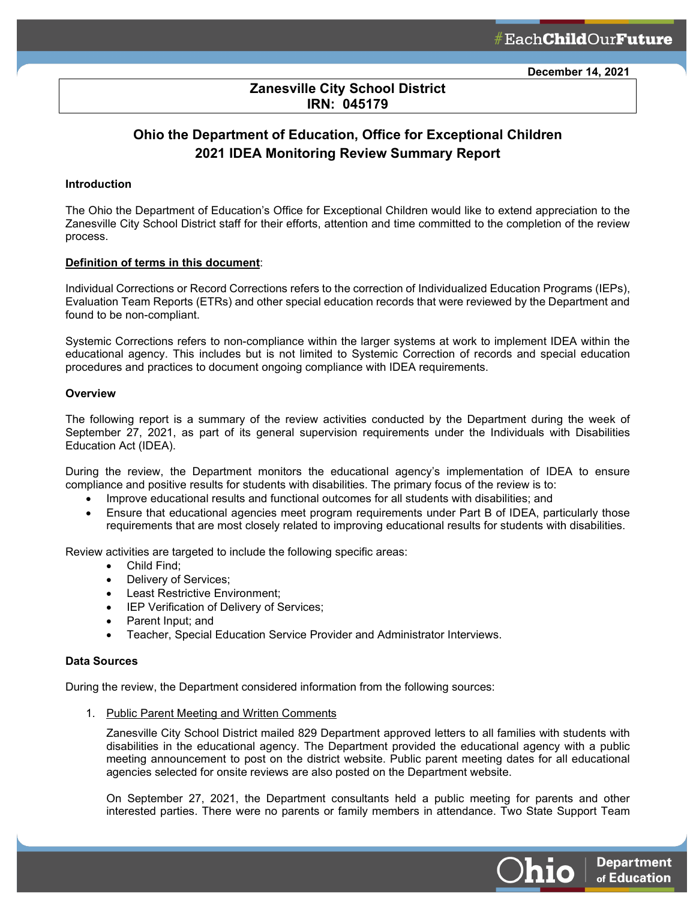December 14, 2021

**Zanesville City School District**
**IRN: 045179**

# Ohio the Department of Education, Office for Exceptional Children
# 2021 IDEA Monitoring Review Summary Report

**Introduction**

The Ohio the Department of Education's Office for Exceptional Children would like to extend appreciation to the Zanesville City School District staff for their efforts, attention and time committed to the completion of the review process.

**Definition of terms in this document**:

Individual Corrections or Record Corrections refers to the correction of Individualized Education Programs (IEPs), Evaluation Team Reports (ETRs) and other special education records that were reviewed by the Department and found to be non-compliant.

Systemic Corrections refers to non-compliance within the larger systems at work to implement IDEA within the educational agency. This includes but is not limited to Systemic Correction of records and special education procedures and practices to document ongoing compliance with IDEA requirements.

**Overview**

The following report is a summary of the review activities conducted by the Department during the week of September 27, 2021, as part of its general supervision requirements under the Individuals with Disabilities Education Act (IDEA).

During the review, the Department monitors the educational agency's implementation of IDEA to ensure compliance and positive results for students with disabilities. The primary focus of the review is to:

- Improve educational results and functional outcomes for all students with disabilities; and
- Ensure that educational agencies meet program requirements under Part B of IDEA, particularly those requirements that are most closely related to improving educational results for students with disabilities.

Review activities are targeted to include the following specific areas:

- Child Find;
- Delivery of Services;
- Least Restrictive Environment;
- IEP Verification of Delivery of Services;
- Parent Input; and
- Teacher, Special Education Service Provider and Administrator Interviews.

**Data Sources**

During the review, the Department considered information from the following sources:

1. Public Parent Meeting and Written Comments

   Zanesville City School District mailed 829 Department approved letters to all families with students with disabilities in the educational agency. The Department provided the educational agency with a public meeting announcement to post on the district website. Public parent meeting dates for all educational agencies selected for onsite reviews are also posted on the Department website.

   On September 27, 2021, the Department consultants held a public meeting for parents and other interested parties. There were no parents or family members in attendance. Two State Support Team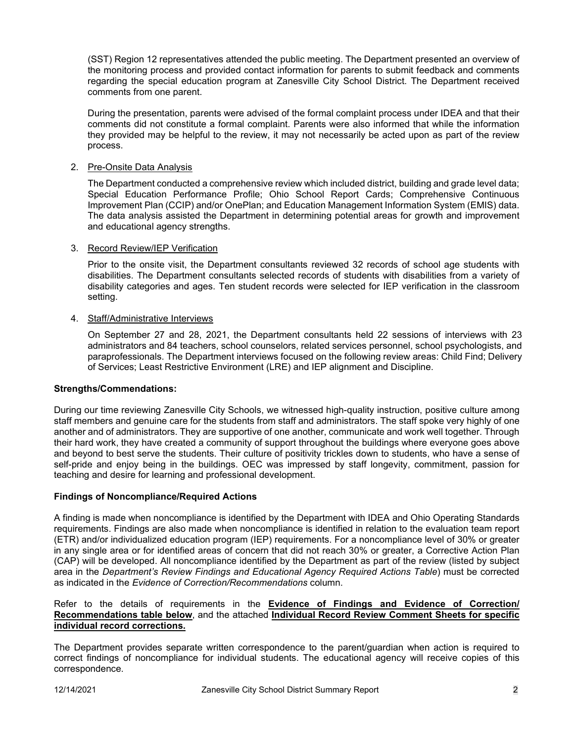(SST) Region 12 representatives attended the public meeting. The Department presented an overview of the monitoring process and provided contact information for parents to submit feedback and comments regarding the special education program at Zanesville City School District. The Department received comments from one parent.

During the presentation, parents were advised of the formal complaint process under IDEA and that their comments did not constitute a formal complaint. Parents were also informed that while the information they provided may be helpful to the review, it may not necessarily be acted upon as part of the review process.

2. <u>Pre-Onsite Data Analysis</u>

   The Department conducted a comprehensive review which included district, building and grade level data; Special Education Performance Profile; Ohio School Report Cards; Comprehensive Continuous Improvement Plan (CCIP) and/or OnePlan; and Education Management Information System (EMIS) data. The data analysis assisted the Department in determining potential areas for growth and improvement and educational agency strengths.

3. <u>Record Review/IEP Verification</u>

   Prior to the onsite visit, the Department consultants reviewed 32 records of school age students with disabilities. The Department consultants selected records of students with disabilities from a variety of disability categories and ages. Ten student records were selected for IEP verification in the classroom setting.

4. <u>Staff/Administrative Interviews</u>

   On September 27 and 28, 2021, the Department consultants held 22 sessions of interviews with 23 administrators and 84 teachers, school counselors, related services personnel, school psychologists, and paraprofessionals. The Department interviews focused on the following review areas: Child Find; Delivery of Services; Least Restrictive Environment (LRE) and IEP alignment and Discipline.

**Strengths/Commendations:**

During our time reviewing Zanesville City Schools, we witnessed high-quality instruction, positive culture among staff members and genuine care for the students from staff and administrators. The staff spoke very highly of one another and of administrators. They are supportive of one another, communicate and work well together. Through their hard work, they have created a community of support throughout the buildings where everyone goes above and beyond to best serve the students. Their culture of positivity trickles down to students, who have a sense of self-pride and enjoy being in the buildings. OEC was impressed by staff longevity, commitment, passion for teaching and desire for learning and professional development.

**Findings of Noncompliance/Required Actions**

A finding is made when noncompliance is identified by the Department with IDEA and Ohio Operating Standards requirements. Findings are also made when noncompliance is identified in relation to the evaluation team report (ETR) and/or individualized education program (IEP) requirements. For a noncompliance level of 30% or greater in any single area or for identified areas of concern that did not reach 30% or greater, a Corrective Action Plan (CAP) will be developed. All noncompliance identified by the Department as part of the review (listed by subject area in the *Department's Review Findings and Educational Agency Required Actions Table*) must be corrected as indicated in the *Evidence of Correction/Recommendations* column.

Refer to the details of requirements in the **<u>Evidence of Findings and Evidence of Correction/ Recommendations table below</u>**, and the attached **<u>Individual Record Review Comment Sheets for specific individual record corrections.</u>**

The Department provides separate written correspondence to the parent/guardian when action is required to correct findings of noncompliance for individual students. The educational agency will receive copies of this correspondence.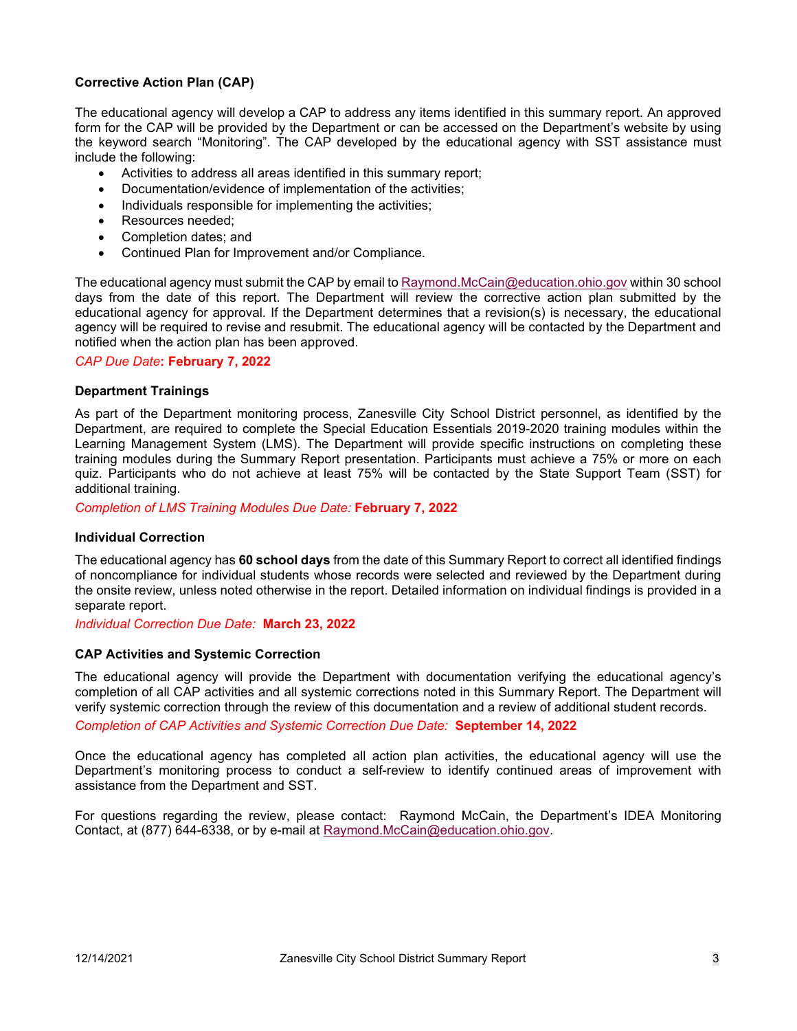**Corrective Action Plan (CAP)**

The educational agency will develop a CAP to address any items identified in this summary report. An approved form for the CAP will be provided by the Department or can be accessed on the Department's website by using the keyword search "Monitoring". The CAP developed by the educational agency with SST assistance must include the following:

- Activities to address all areas identified in this summary report;
- Documentation/evidence of implementation of the activities;
- Individuals responsible for implementing the activities;
- Resources needed;
- Completion dates; and
- Continued Plan for Improvement and/or Compliance.

The educational agency must submit the CAP by email to Raymond.McCain@education.ohio.gov within 30 school days from the date of this report. The Department will review the corrective action plan submitted by the educational agency for approval. If the Department determines that a revision(s) is necessary, the educational agency will be required to revise and resubmit. The educational agency will be contacted by the Department and notified when the action plan has been approved.

*CAP Due Date*: **February 7, 2022**

**Department Trainings**

As part of the Department monitoring process, Zanesville City School District personnel, as identified by the Department, are required to complete the Special Education Essentials 2019-2020 training modules within the Learning Management System (LMS). The Department will provide specific instructions on completing these training modules during the Summary Report presentation. Participants must achieve a 75% or more on each quiz. Participants who do not achieve at least 75% will be contacted by the State Support Team (SST) for additional training.

*Completion of LMS Training Modules Due Date:* **February 7, 2022**

**Individual Correction**

The educational agency has **60 school days** from the date of this Summary Report to correct all identified findings of noncompliance for individual students whose records were selected and reviewed by the Department during the onsite review, unless noted otherwise in the report. Detailed information on individual findings is provided in a separate report.

*Individual Correction Due Date:* **March 23, 2022**

**CAP Activities and Systemic Correction**

The educational agency will provide the Department with documentation verifying the educational agency's completion of all CAP activities and all systemic corrections noted in this Summary Report. The Department will verify systemic correction through the review of this documentation and a review of additional student records.

*Completion of CAP Activities and Systemic Correction Due Date:* **September 14, 2022**

Once the educational agency has completed all action plan activities, the educational agency will use the Department's monitoring process to conduct a self-review to identify continued areas of improvement with assistance from the Department and SST.

For questions regarding the review, please contact: Raymond McCain, the Department's IDEA Monitoring Contact, at (877) 644-6338, or by e-mail at Raymond.McCain@education.ohio.gov.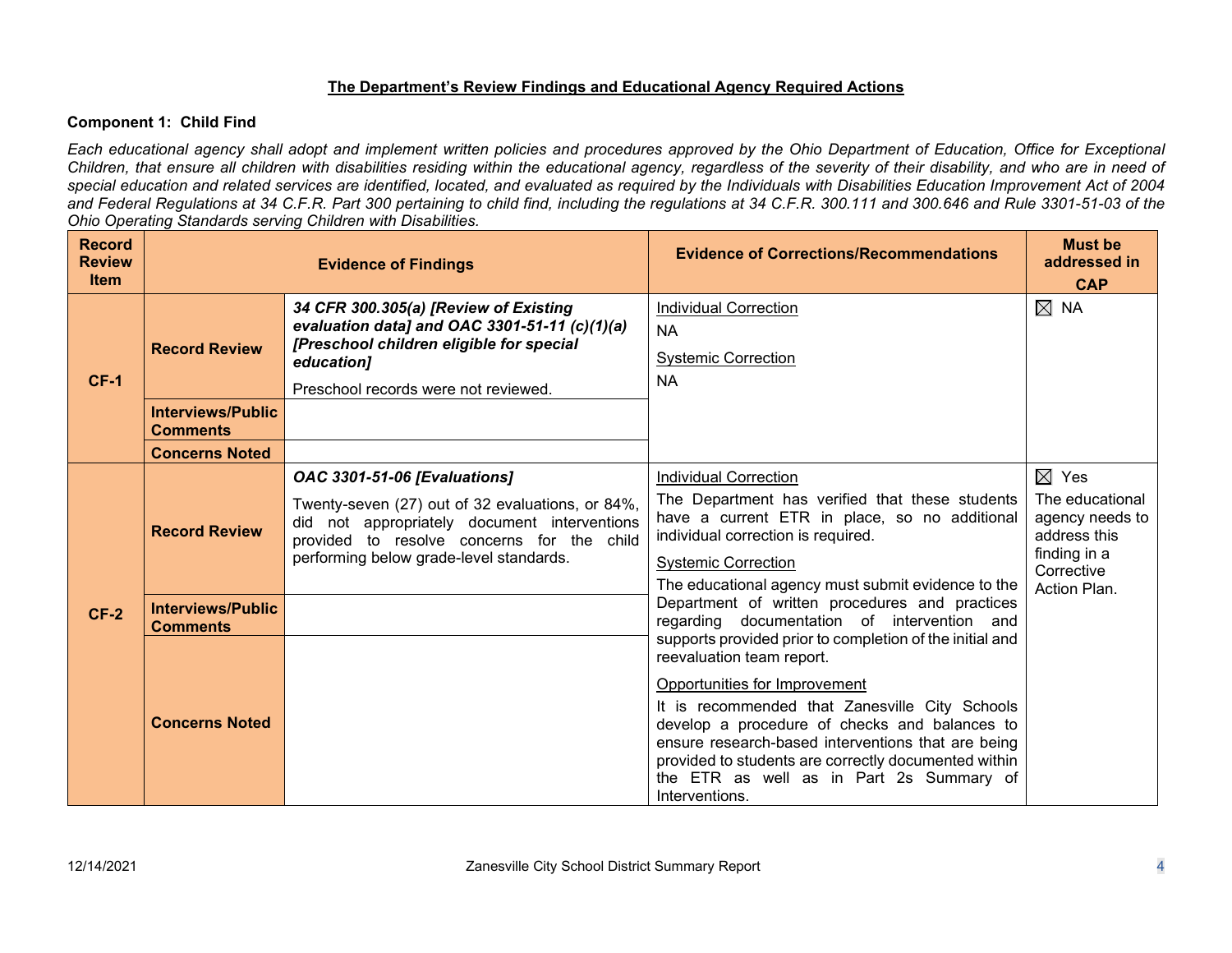## The Department's Review Findings and Educational Agency Required Actions

### Component 1: Child Find

*Each educational agency shall adopt and implement written policies and procedures approved by the Ohio Department of Education, Office for Exceptional Children, that ensure all children with disabilities residing within the educational agency, regardless of the severity of their disability, and who are in need of special education and related services are identified, located, and evaluated as required by the Individuals with Disabilities Education Improvement Act of 2004 and Federal Regulations at 34 C.F.R. Part 300 pertaining to child find, including the regulations at 34 C.F.R. 300.111 and 300.646 and Rule 3301-51-03 of the Ohio Operating Standards serving Children with Disabilities.*

| Record Review Item | Evidence of Findings | | Evidence of Corrections/Recommendations | Must be addressed in CAP |
|---|---|---|---|---|
| CF-1 | **Record Review** | ***34 CFR 300.305(a) [Review of Existing evaluation data] and OAC 3301-51-11 (c)(1)(a) [Preschool children eligible for special education]***<br>Preschool records were not reviewed. | Individual Correction<br>NA<br>Systemic Correction<br>NA | ☒ NA |
| | **Interviews/Public Comments** | | | |
| | **Concerns Noted** | | | |
| CF-2 | **Record Review** | ***OAC 3301-51-06 [Evaluations]***<br>Twenty-seven (27) out of 32 evaluations, or 84%, did not appropriately document interventions provided to resolve concerns for the child performing below grade-level standards. | Individual Correction<br>The Department has verified that these students have a current ETR in place, so no additional individual correction is required.<br>Systemic Correction<br>The educational agency must submit evidence to the Department of written procedures and practices regarding documentation of intervention and supports provided prior to completion of the initial and reevaluation team report.<br>Opportunities for Improvement<br>It is recommended that Zanesville City Schools develop a procedure of checks and balances to ensure research-based interventions that are being provided to students are correctly documented within the ETR as well as in Part 2s Summary of Interventions. | ☒ Yes<br>The educational agency needs to address this finding in a Corrective Action Plan. |
| | **Interviews/Public Comments** | | | |
| | **Concerns Noted** | | | |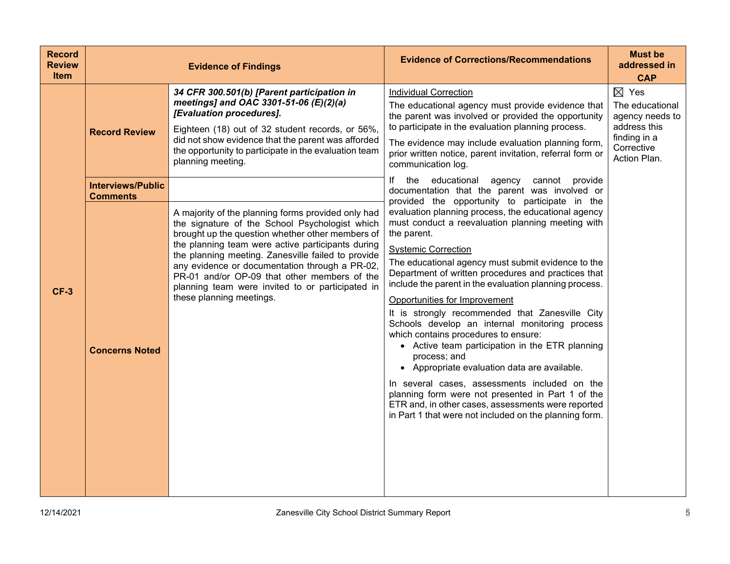| Record Review Item | Evidence of Findings | | Evidence of Corrections/Recommendations | Must be addressed in CAP |
|---|---|---|---|---|
| CF-3 | Record Review | ***34 CFR 300.501(b) [Parent participation in meetings] and OAC 3301-51-06 (E)(2)(a) [Evaluation procedures].*** Eighteen (18) out of 32 student records, or 56%, did not show evidence that the parent was afforded the opportunity to participate in the evaluation team planning meeting. | <u>Individual Correction</u> The educational agency must provide evidence that the parent was involved or provided the opportunity to participate in the evaluation planning process. The evidence may include evaluation planning form, prior written notice, parent invitation, referral form or communication log. If the educational agency cannot provide documentation that the parent was involved or provided the opportunity to participate in the evaluation planning process, the educational agency must conduct a reevaluation planning meeting with the parent. <u>Systemic Correction</u> The educational agency must submit evidence to the Department of written procedures and practices that include the parent in the evaluation planning process. <u>Opportunities for Improvement</u> It is strongly recommended that Zanesville City Schools develop an internal monitoring process which contains procedures to ensure: • Active team participation in the ETR planning process; and • Appropriate evaluation data are available. In several cases, assessments included on the planning form were not presented in Part 1 of the ETR and, in other cases, assessments were reported in Part 1 that were not included on the planning form. | ☒ Yes The educational agency needs to address this finding in a Corrective Action Plan. |
| | Interviews/Public Comments | | | |
| | Concerns Noted | A majority of the planning forms provided only had the signature of the School Psychologist which brought up the question whether other members of the planning team were active participants during the planning meeting. Zanesville failed to provide any evidence or documentation through a PR-02, PR-01 and/or OP-09 that other members of the planning team were invited to or participated in these planning meetings. | | |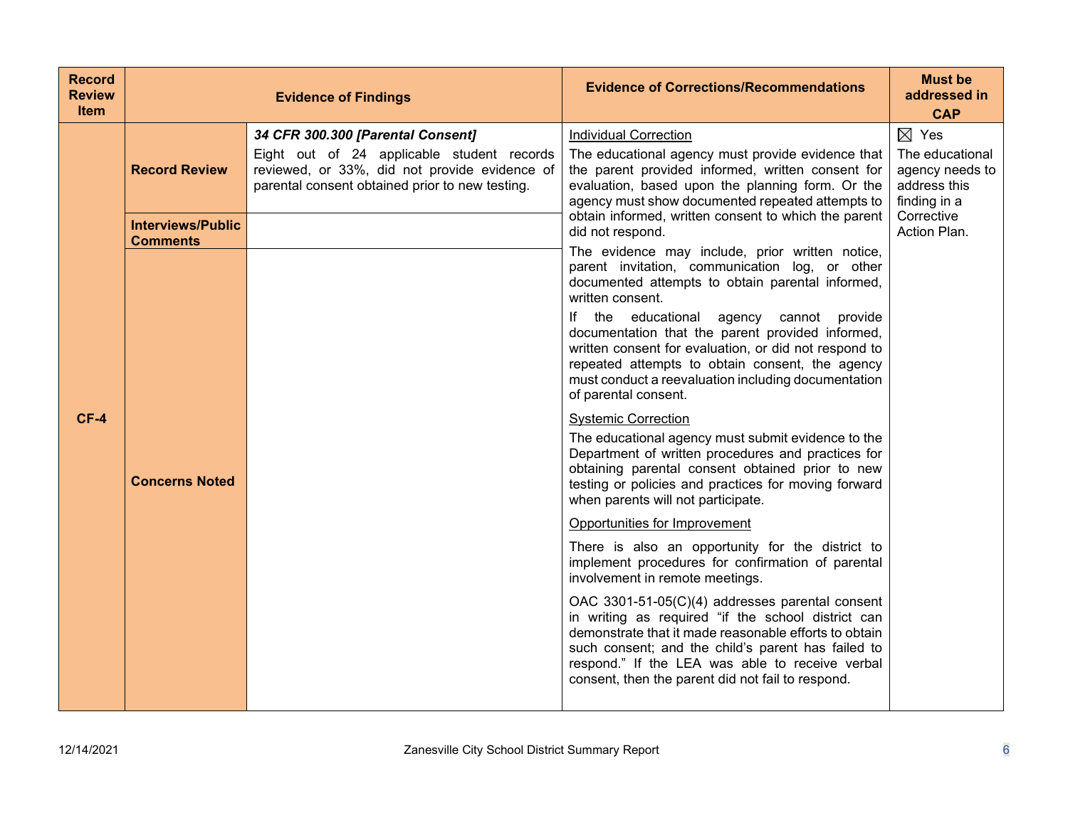| Record Review Item | Evidence of Findings | | Evidence of Corrections/Recommendations | Must be addressed in CAP |
|---|---|---|---|---|
| CF-4 | **Record Review** | ***34 CFR 300.300 [Parental Consent]*** Eight out of 24 applicable student records reviewed, or 33%, did not provide evidence of parental consent obtained prior to new testing. | Individual Correction<br>The educational agency must provide evidence that the parent provided informed, written consent for evaluation, based upon the planning form. Or the agency must show documented repeated attempts to obtain informed, written consent to which the parent did not respond.<br>The evidence may include, prior written notice, parent invitation, communication log, or other documented attempts to obtain parental informed, written consent.<br>If the educational agency cannot provide documentation that the parent provided informed, written consent for evaluation, or did not respond to repeated attempts to obtain consent, the agency must conduct a reevaluation including documentation of parental consent.<br>Systemic Correction<br>The educational agency must submit evidence to the Department of written procedures and practices for obtaining parental consent obtained prior to new testing or policies and practices for moving forward when parents will not participate.<br>Opportunities for Improvement<br>There is also an opportunity for the district to implement procedures for confirmation of parental involvement in remote meetings.<br>OAC 3301-51-05(C)(4) addresses parental consent in writing as required "if the school district can demonstrate that it made reasonable efforts to obtain such consent; and the child's parent has failed to respond." If the LEA was able to receive verbal consent, then the parent did not fail to respond. | ☒ Yes<br>The educational agency needs to address this finding in a Corrective Action Plan. |
| | **Interviews/Public Comments** | | | |
| | **Concerns Noted** | | | |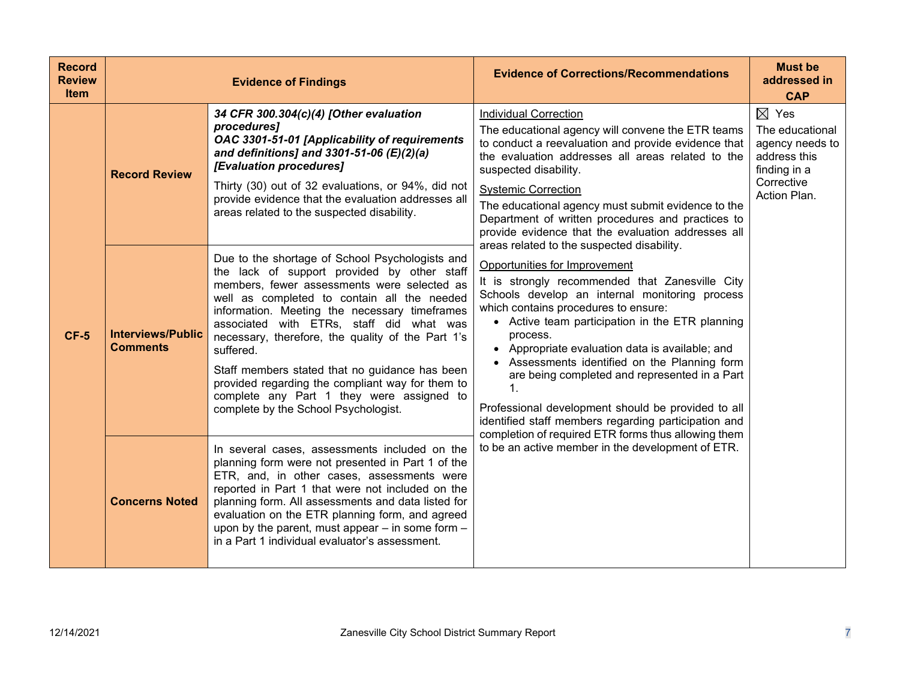| Record Review Item | Evidence of Findings | | Evidence of Corrections/Recommendations | Must be addressed in CAP |
|---|---|---|---|---|
| CF-5 | **Record Review** | ***34 CFR 300.304(c)(4) [Other evaluation procedures]*** <br> ***OAC 3301-51-01 [Applicability of requirements and definitions] and 3301-51-06 (E)(2)(a) [Evaluation procedures]*** <br> Thirty (30) out of 32 evaluations, or 94%, did not provide evidence that the evaluation addresses all areas related to the suspected disability. | Individual Correction <br> The educational agency will convene the ETR teams to conduct a reevaluation and provide evidence that the evaluation addresses all areas related to the suspected disability. <br> Systemic Correction <br> The educational agency must submit evidence to the Department of written procedures and practices to provide evidence that the evaluation addresses all areas related to the suspected disability. <br> Opportunities for Improvement <br> It is strongly recommended that Zanesville City Schools develop an internal monitoring process which contains procedures to ensure: <br> • Active team participation in the ETR planning process. <br> • Appropriate evaluation data is available; and <br> • Assessments identified on the Planning form are being completed and represented in a Part 1. <br> Professional development should be provided to all identified staff members regarding participation and completion of required ETR forms thus allowing them to be an active member in the development of ETR. | ☒ Yes <br> The educational agency needs to address this finding in a Corrective Action Plan. |
| | **Interviews/Public Comments** | Due to the shortage of School Psychologists and the lack of support provided by other staff members, fewer assessments were selected as well as completed to contain all the needed information. Meeting the necessary timeframes associated with ETRs, staff did what was necessary, therefore, the quality of the Part 1's suffered. <br> Staff members stated that no guidance has been provided regarding the compliant way for them to complete any Part 1 they were assigned to complete by the School Psychologist. | | |
| | **Concerns Noted** | In several cases, assessments included on the planning form were not presented in Part 1 of the ETR, and, in other cases, assessments were reported in Part 1 that were not included on the planning form. All assessments and data listed for evaluation on the ETR planning form, and agreed upon by the parent, must appear – in some form – in a Part 1 individual evaluator's assessment. | | |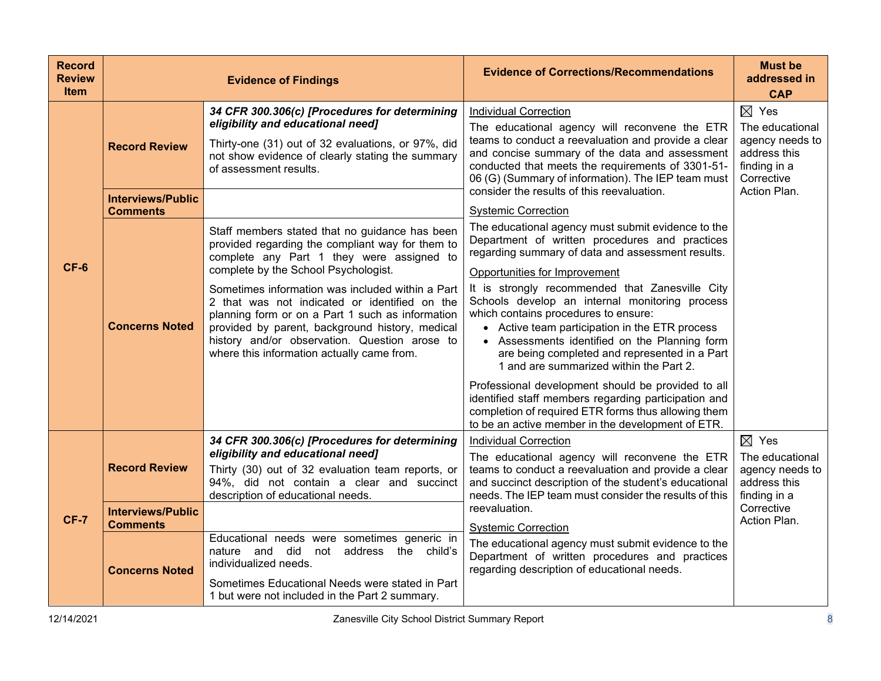| Record Review Item | Evidence of Findings | | Evidence of Corrections/Recommendations | Must be addressed in CAP |
|---|---|---|---|---|
| CF-6 | Record Review | ***34 CFR 300.306(c) [Procedures for determining eligibility and educational need]***<br>Thirty-one (31) out of 32 evaluations, or 97%, did not show evidence of clearly stating the summary of assessment results. | Individual Correction<br>The educational agency will reconvene the ETR teams to conduct a reevaluation and provide a clear and concise summary of the data and assessment conducted that meets the requirements of 3301-51-06 (G) (Summary of information). The IEP team must consider the results of this reevaluation.<br>Systemic Correction<br>The educational agency must submit evidence to the Department of written procedures and practices regarding summary of data and assessment results.<br>Opportunities for Improvement<br>It is strongly recommended that Zanesville City Schools develop an internal monitoring process which contains procedures to ensure:<br>• Active team participation in the ETR process<br>• Assessments identified on the Planning form are being completed and represented in a Part 1 and are summarized within the Part 2.<br>Professional development should be provided to all identified staff members regarding participation and completion of required ETR forms thus allowing them to be an active member in the development of ETR. | ☒ Yes<br>The educational agency needs to address this finding in a Corrective Action Plan. |
| | Interviews/Public Comments | | | |
| | Concerns Noted | Staff members stated that no guidance has been provided regarding the compliant way for them to complete any Part 1 they were assigned to complete by the School Psychologist.<br>Sometimes information was included within a Part 2 that was not indicated or identified on the planning form or on a Part 1 such as information provided by parent, background history, medical history and/or observation. Question arose to where this information actually came from. | | |
| CF-7 | Record Review | ***34 CFR 300.306(c) [Procedures for determining eligibility and educational need]***<br>Thirty (30) out of 32 evaluation team reports, or 94%, did not contain a clear and succinct description of educational needs. | Individual Correction<br>The educational agency will reconvene the ETR teams to conduct a reevaluation and provide a clear and succinct description of the student's educational needs. The IEP team must consider the results of this reevaluation.<br>Systemic Correction<br>The educational agency must submit evidence to the Department of written procedures and practices regarding description of educational needs. | ☒ Yes<br>The educational agency needs to address this finding in a Corrective Action Plan. |
| | Interviews/Public Comments | | | |
| | Concerns Noted | Educational needs were sometimes generic in nature and did not address the child's individualized needs.<br>Sometimes Educational Needs were stated in Part 1 but were not included in the Part 2 summary. | | |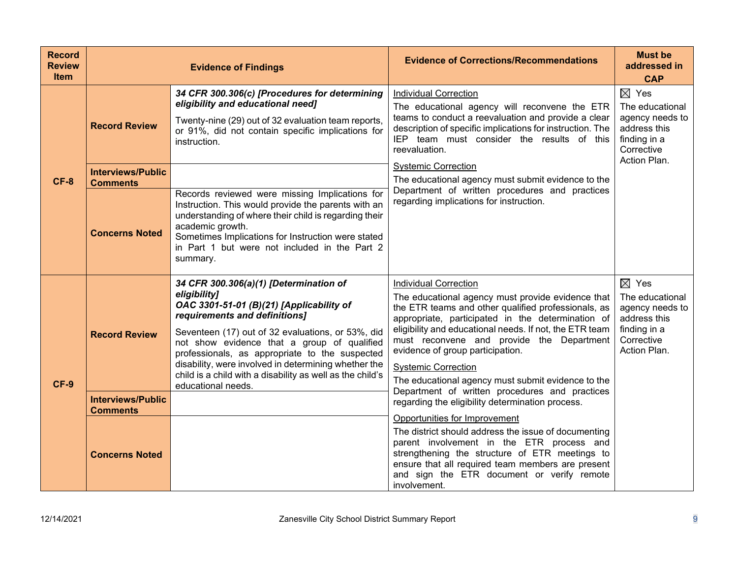| Record Review Item | Evidence of Findings | | Evidence of Corrections/Recommendations | Must be addressed in CAP |
|---|---|---|---|---|
| CF-8 | **Record Review** | ***34 CFR 300.306(c) [Procedures for determining eligibility and educational need]***<br>Twenty-nine (29) out of 32 evaluation team reports, or 91%, did not contain specific implications for instruction. | <u>Individual Correction</u><br>The educational agency will reconvene the ETR teams to conduct a reevaluation and provide a clear description of specific implications for instruction. The IEP team must consider the results of this reevaluation.<br><u>Systemic Correction</u><br>The educational agency must submit evidence to the Department of written procedures and practices regarding implications for instruction. | ☒ Yes<br>The educational agency needs to address this finding in a Corrective Action Plan. |
| | **Interviews/Public Comments** | | | |
| | **Concerns Noted** | Records reviewed were missing Implications for Instruction. This would provide the parents with an understanding of where their child is regarding their academic growth.<br>Sometimes Implications for Instruction were stated in Part 1 but were not included in the Part 2 summary. | | |
| CF-9 | **Record Review** | ***34 CFR 300.306(a)(1) [Determination of eligibility]***<br>***OAC 3301-51-01 (B)(21) [Applicability of requirements and definitions]***<br>Seventeen (17) out of 32 evaluations, or 53%, did not show evidence that a group of qualified professionals, as appropriate to the suspected disability, were involved in determining whether the child is a child with a disability as well as the child's educational needs. | <u>Individual Correction</u><br>The educational agency must provide evidence that the ETR teams and other qualified professionals, as appropriate, participated in the determination of eligibility and educational needs. If not, the ETR team must reconvene and provide the Department evidence of group participation.<br><u>Systemic Correction</u><br>The educational agency must submit evidence to the Department of written procedures and practices regarding the eligibility determination process.<br><u>Opportunities for Improvement</u><br>The district should address the issue of documenting parent involvement in the ETR process and strengthening the structure of ETR meetings to ensure that all required team members are present and sign the ETR document or verify remote involvement. | ☒ Yes<br>The educational agency needs to address this finding in a Corrective Action Plan. |
| | **Interviews/Public Comments** | | | |
| | **Concerns Noted** | | | |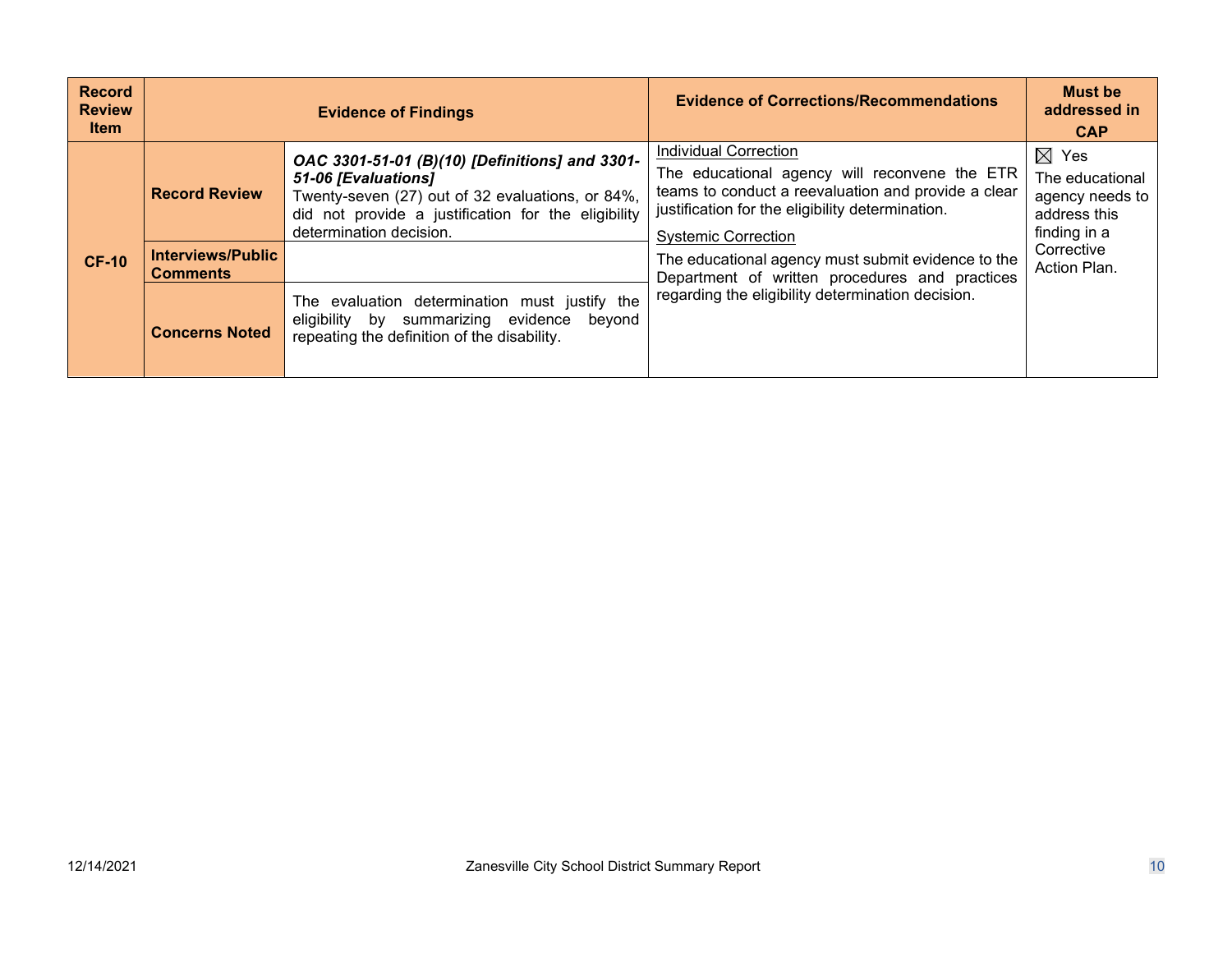| Record Review Item | Evidence of Findings | | Evidence of Corrections/Recommendations | Must be addressed in CAP |
|---|---|---|---|---|
| **CF-10** | **Record Review** | ***OAC 3301-51-01 (B)(10) [Definitions] and 3301-51-06 [Evaluations]***<br>Twenty-seven (27) out of 32 evaluations, or 84%, did not provide a justification for the eligibility determination decision. | <u>Individual Correction</u><br>The educational agency will reconvene the ETR teams to conduct a reevaluation and provide a clear justification for the eligibility determination.<br><u>Systemic Correction</u><br>The educational agency must submit evidence to the Department of written procedures and practices regarding the eligibility determination decision. | ☒ Yes<br>The educational agency needs to address this finding in a Corrective Action Plan. |
| | **Interviews/Public Comments** | | | |
| | **Concerns Noted** | The evaluation determination must justify the eligibility by summarizing evidence beyond repeating the definition of the disability. | | |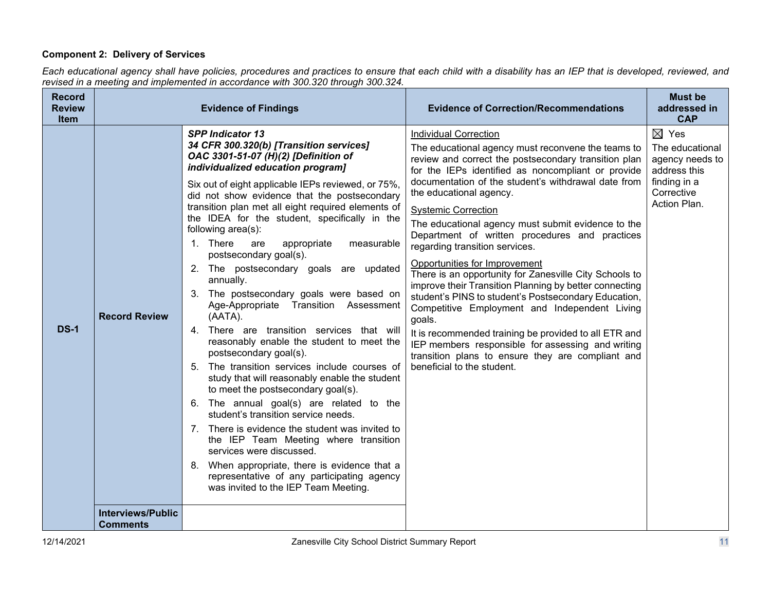**Component 2: Delivery of Services**

*Each educational agency shall have policies, procedures and practices to ensure that each child with a disability has an IEP that is developed, reviewed, and revised in a meeting and implemented in accordance with 300.320 through 300.324.*

| Record Review Item | Evidence of Findings | | Evidence of Correction/Recommendations | Must be addressed in CAP |
|---|---|---|---|---|
| DS-1 | Record Review | ***SPP Indicator 13***<br>***34 CFR 300.320(b) [Transition services]***<br>***OAC 3301-51-07 (H)(2) [Definition of individualized education program]***<br><br>Six out of eight applicable IEPs reviewed, or 75%, did not show evidence that the postsecondary transition plan met all eight required elements of the IDEA for the student, specifically in the following area(s):<br>1. There are appropriate measurable postsecondary goal(s).<br>2. The postsecondary goals are updated annually.<br>3. The postsecondary goals were based on Age-Appropriate Transition Assessment (AATA).<br>4. There are transition services that will reasonably enable the student to meet the postsecondary goal(s).<br>5. The transition services include courses of study that will reasonably enable the student to meet the postsecondary goal(s).<br>6. The annual goal(s) are related to the student's transition service needs.<br>7. There is evidence the student was invited to the IEP Team Meeting where transition services were discussed.<br>8. When appropriate, there is evidence that a representative of any participating agency was invited to the IEP Team Meeting. | Individual Correction<br>The educational agency must reconvene the teams to review and correct the postsecondary transition plan for the IEPs identified as noncompliant or provide documentation of the student's withdrawal date from the educational agency.<br><br>Systemic Correction<br>The educational agency must submit evidence to the Department of written procedures and practices regarding transition services.<br><br>Opportunities for Improvement<br>There is an opportunity for Zanesville City Schools to improve their Transition Planning by better connecting student's PINS to student's Postsecondary Education, Competitive Employment and Independent Living goals.<br><br>It is recommended training be provided to all ETR and IEP members responsible for assessing and writing transition plans to ensure they are compliant and beneficial to the student. | ☒ Yes<br>The educational agency needs to address this finding in a Corrective Action Plan. |
| | Interviews/Public Comments | | | |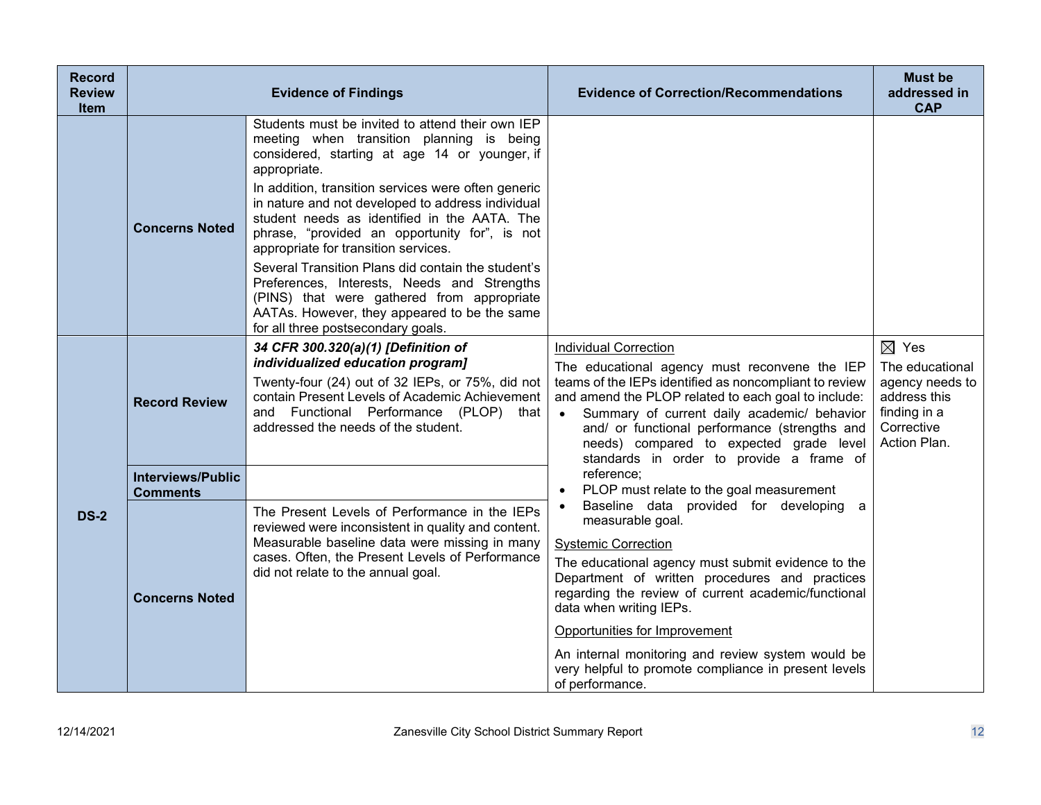| Record Review Item | Evidence of Findings | | Evidence of Correction/Recommendations | Must be addressed in CAP |
|---|---|---|---|---|
| | Concerns Noted | Students must be invited to attend their own IEP meeting when transition planning is being considered, starting at age 14 or younger, if appropriate.<br><br>In addition, transition services were often generic in nature and not developed to address individual student needs as identified in the AATA. The phrase, "provided an opportunity for", is not appropriate for transition services.<br><br>Several Transition Plans did contain the student's Preferences, Interests, Needs and Strengths (PINS) that were gathered from appropriate AATAs. However, they appeared to be the same for all three postsecondary goals. | | |
| DS-2 | Record Review | ***34 CFR 300.320(a)(1) [Definition of individualized education program]***<br><br>Twenty-four (24) out of 32 IEPs, or 75%, did not contain Present Levels of Academic Achievement and Functional Performance (PLOP) that addressed the needs of the student. | Individual Correction<br><br>The educational agency must reconvene the IEP teams of the IEPs identified as noncompliant to review and amend the PLOP related to each goal to include:<br>• Summary of current daily academic/ behavior and/ or functional performance (strengths and needs) compared to expected grade level standards in order to provide a frame of reference;<br>• PLOP must relate to the goal measurement<br>• Baseline data provided for developing a measurable goal.<br><br>Systemic Correction<br><br>The educational agency must submit evidence to the Department of written procedures and practices regarding the review of current academic/functional data when writing IEPs.<br><br>Opportunities for Improvement<br><br>An internal monitoring and review system would be very helpful to promote compliance in present levels of performance. | ☒ Yes<br><br>The educational agency needs to address this finding in a Corrective Action Plan. |
| | Interviews/Public Comments | | | |
| | Concerns Noted | The Present Levels of Performance in the IEPs reviewed were inconsistent in quality and content. Measurable baseline data were missing in many cases. Often, the Present Levels of Performance did not relate to the annual goal. | | |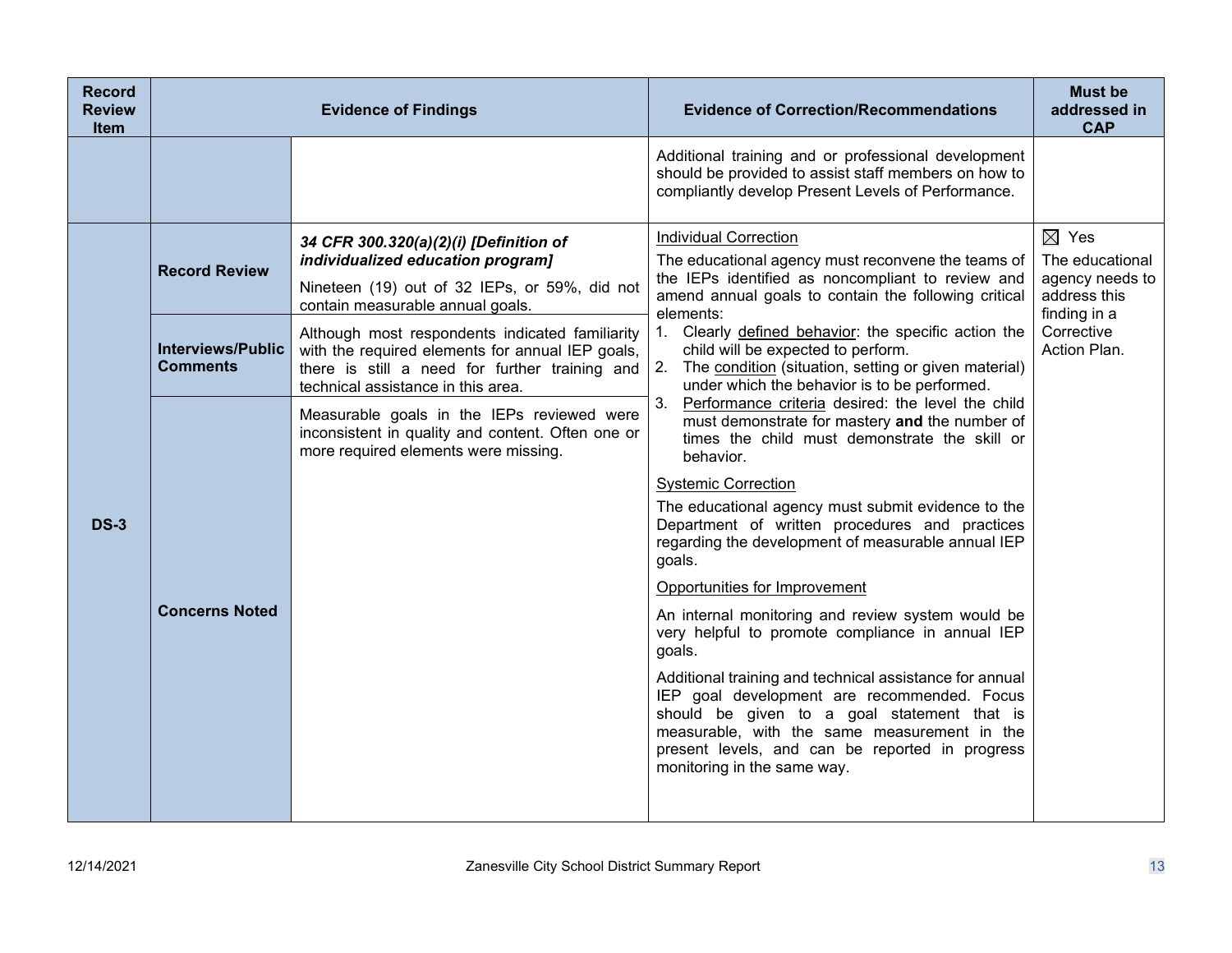| Record Review Item | Evidence of Findings | | Evidence of Correction/Recommendations | Must be addressed in CAP |
|---|---|---|---|---|
| | | | Additional training and or professional development should be provided to assist staff members on how to compliantly develop Present Levels of Performance. | |
| DS-3 | **Record Review** | ***34 CFR 300.320(a)(2)(i) [Definition of individualized education program]***<br>Nineteen (19) out of 32 IEPs, or 59%, did not contain measurable annual goals. | Individual Correction<br>The educational agency must reconvene the teams of the IEPs identified as noncompliant to review and amend annual goals to contain the following critical elements:<br>1. Clearly defined behavior: the specific action the child will be expected to perform.<br>2. The condition (situation, setting or given material) under which the behavior is to be performed.<br>3. Performance criteria desired: the level the child must demonstrate for mastery **and** the number of times the child must demonstrate the skill or behavior.<br><br>Systemic Correction<br>The educational agency must submit evidence to the Department of written procedures and practices regarding the development of measurable annual IEP goals.<br><br>Opportunities for Improvement<br>An internal monitoring and review system would be very helpful to promote compliance in annual IEP goals.<br><br>Additional training and technical assistance for annual IEP goal development are recommended. Focus should be given to a goal statement that is measurable, with the same measurement in the present levels, and can be reported in progress monitoring in the same way. | ☒ Yes<br>The educational agency needs to address this finding in a Corrective Action Plan. |
| | **Interviews/Public Comments** | Although most respondents indicated familiarity with the required elements for annual IEP goals, there is still a need for further training and technical assistance in this area. | | |
| | **Concerns Noted** | Measurable goals in the IEPs reviewed were inconsistent in quality and content. Often one or more required elements were missing. | | |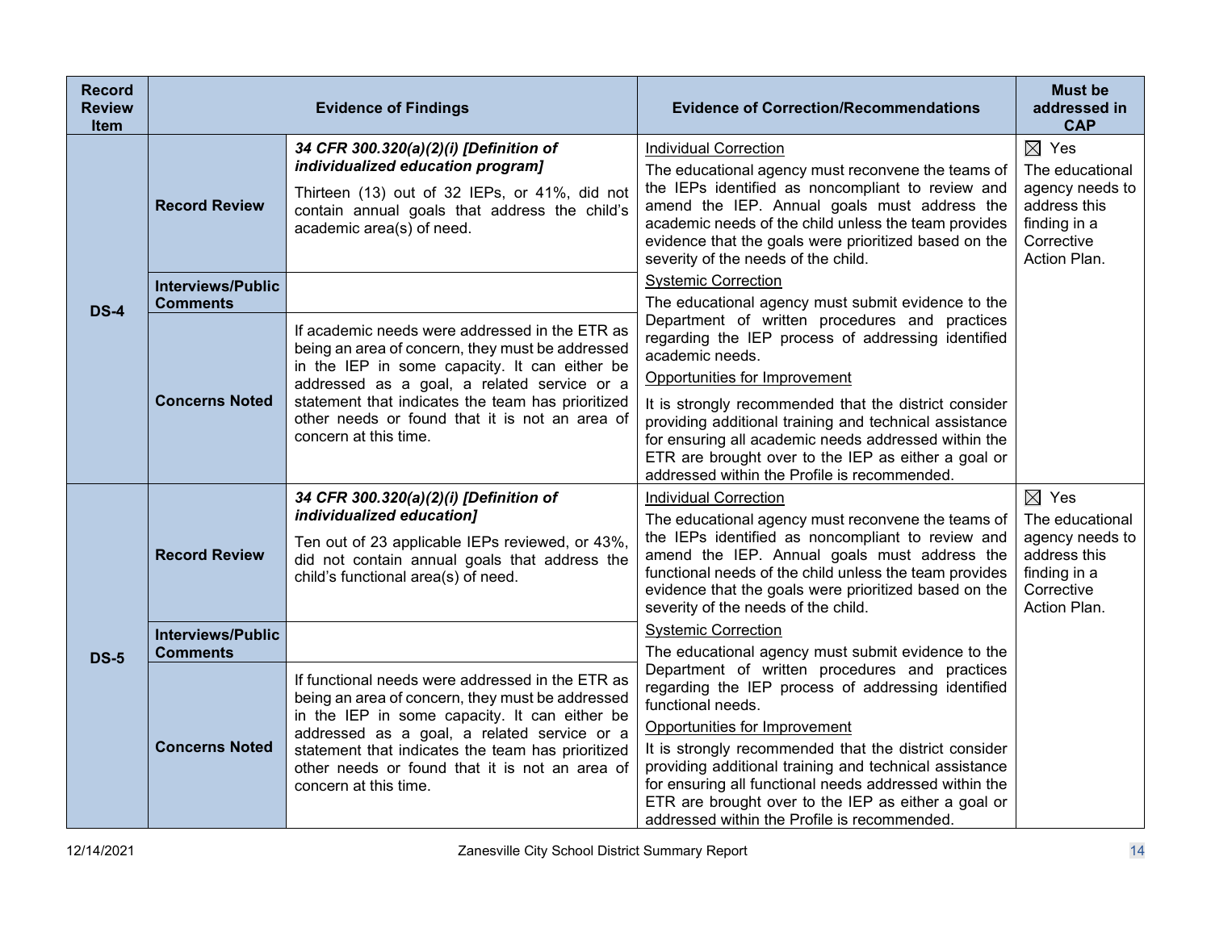| Record Review Item | Evidence of Findings | | Evidence of Correction/Recommendations | Must be addressed in CAP |
|---|---|---|---|---|
| **DS-4** | **Record Review** | ***34 CFR 300.320(a)(2)(i) [Definition of individualized education program]***<br>Thirteen (13) out of 32 IEPs, or 41%, did not contain annual goals that address the child's academic area(s) of need. | Individual Correction<br>The educational agency must reconvene the teams of the IEPs identified as noncompliant to review and amend the IEP. Annual goals must address the academic needs of the child unless the team provides evidence that the goals were prioritized based on the severity of the needs of the child.<br>Systemic Correction<br>The educational agency must submit evidence to the Department of written procedures and practices regarding the IEP process of addressing identified academic needs.<br>Opportunities for Improvement<br>It is strongly recommended that the district consider providing additional training and technical assistance for ensuring all academic needs addressed within the ETR are brought over to the IEP as either a goal or addressed within the Profile is recommended. | ☒ Yes<br>The educational agency needs to address this finding in a Corrective Action Plan. |
| | **Interviews/Public Comments** | | | |
| | **Concerns Noted** | If academic needs were addressed in the ETR as being an area of concern, they must be addressed in the IEP in some capacity. It can either be addressed as a goal, a related service or a statement that indicates the team has prioritized other needs or found that it is not an area of concern at this time. | | |
| **DS-5** | **Record Review** | ***34 CFR 300.320(a)(2)(i) [Definition of individualized education]***<br>Ten out of 23 applicable IEPs reviewed, or 43%, did not contain annual goals that address the child's functional area(s) of need. | Individual Correction<br>The educational agency must reconvene the teams of the IEPs identified as noncompliant to review and amend the IEP. Annual goals must address the functional needs of the child unless the team provides evidence that the goals were prioritized based on the severity of the needs of the child.<br>Systemic Correction<br>The educational agency must submit evidence to the Department of written procedures and practices regarding the IEP process of addressing identified functional needs.<br>Opportunities for Improvement<br>It is strongly recommended that the district consider providing additional training and technical assistance for ensuring all functional needs addressed within the ETR are brought over to the IEP as either a goal or addressed within the Profile is recommended. | ☒ Yes<br>The educational agency needs to address this finding in a Corrective Action Plan. |
| | **Interviews/Public Comments** | | | |
| | **Concerns Noted** | If functional needs were addressed in the ETR as being an area of concern, they must be addressed in the IEP in some capacity. It can either be addressed as a goal, a related service or a statement that indicates the team has prioritized other needs or found that it is not an area of concern at this time. | | |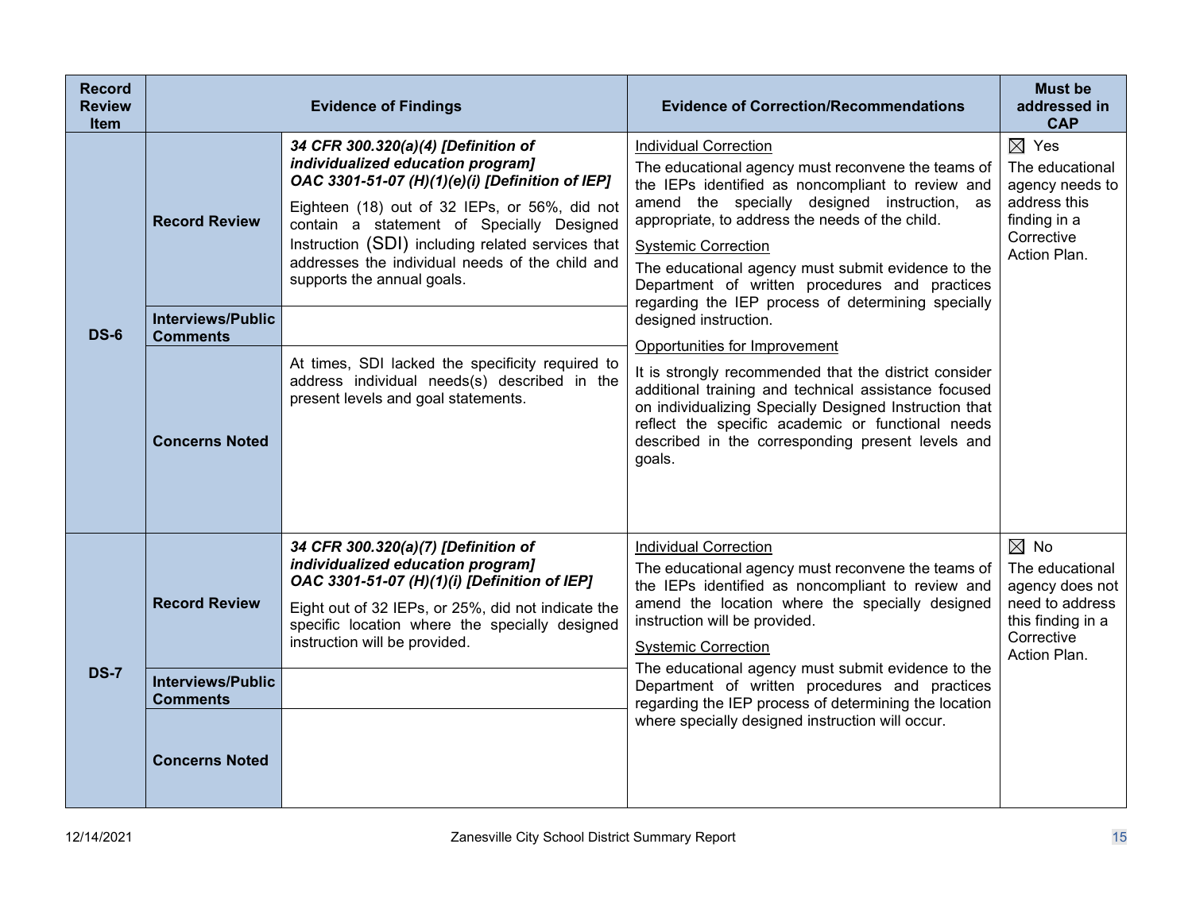| Record Review Item | Evidence of Findings | | Evidence of Correction/Recommendations | Must be addressed in CAP |
|---|---|---|---|---|
| **DS-6** | **Record Review** | ***34 CFR 300.320(a)(4) [Definition of individualized education program]*** <br> ***OAC 3301-51-07 (H)(1)(e)(i) [Definition of IEP]*** <br><br> Eighteen (18) out of 32 IEPs, or 56%, did not contain a statement of Specially Designed Instruction (SDI) including related services that addresses the individual needs of the child and supports the annual goals. | Individual Correction <br> The educational agency must reconvene the teams of the IEPs identified as noncompliant to review and amend the specially designed instruction, as appropriate, to address the needs of the child. <br><br> Systemic Correction <br> The educational agency must submit evidence to the Department of written procedures and practices regarding the IEP process of determining specially designed instruction. <br><br> Opportunities for Improvement <br> It is strongly recommended that the district consider additional training and technical assistance focused on individualizing Specially Designed Instruction that reflect the specific academic or functional needs described in the corresponding present levels and goals. | ☒ Yes <br> The educational agency needs to address this finding in a Corrective Action Plan. |
| | **Interviews/Public Comments** | | | |
| | **Concerns Noted** | At times, SDI lacked the specificity required to address individual needs(s) described in the present levels and goal statements. | | |
| **DS-7** | **Record Review** | ***34 CFR 300.320(a)(7) [Definition of individualized education program]*** <br> ***OAC 3301-51-07 (H)(1)(i) [Definition of IEP]*** <br><br> Eight out of 32 IEPs, or 25%, did not indicate the specific location where the specially designed instruction will be provided. | Individual Correction <br> The educational agency must reconvene the teams of the IEPs identified as noncompliant to review and amend the location where the specially designed instruction will be provided. <br><br> Systemic Correction <br> The educational agency must submit evidence to the Department of written procedures and practices regarding the IEP process of determining the location where specially designed instruction will occur. | ☒ No <br> The educational agency does not need to address this finding in a Corrective Action Plan. |
| | **Interviews/Public Comments** | | | |
| | **Concerns Noted** | | | |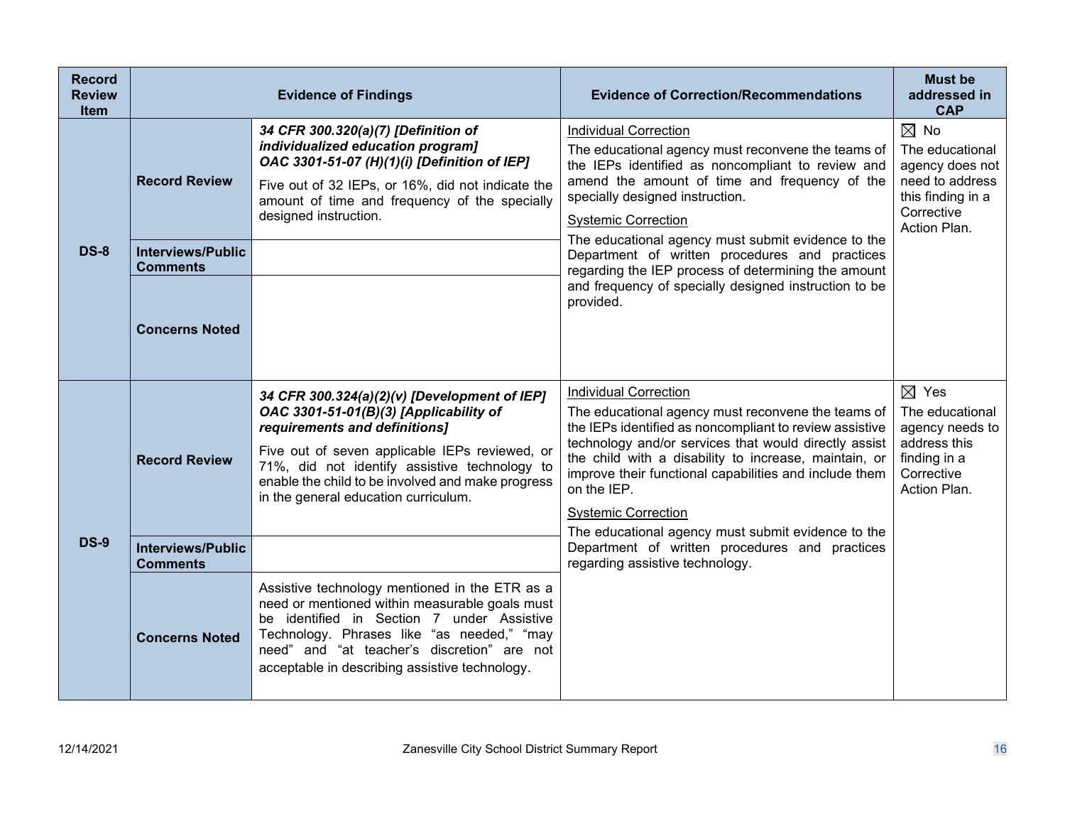| Record Review Item | Evidence of Findings | | Evidence of Correction/Recommendations | Must be addressed in CAP |
|---|---|---|---|---|
| DS-8 | Record Review | ***34 CFR 300.320(a)(7) [Definition of individualized education program]*** ***OAC 3301-51-07 (H)(1)(i) [Definition of IEP]*** Five out of 32 IEPs, or 16%, did not indicate the amount of time and frequency of the specially designed instruction. | Individual Correction<br>The educational agency must reconvene the teams of the IEPs identified as noncompliant to review and amend the amount of time and frequency of the specially designed instruction.<br>Systemic Correction<br>The educational agency must submit evidence to the Department of written procedures and practices regarding the IEP process of determining the amount and frequency of specially designed instruction to be provided. | ☒ No<br>The educational agency does not need to address this finding in a Corrective Action Plan. |
| | Interviews/Public Comments | | | |
| | Concerns Noted | | | |
| DS-9 | Record Review | ***34 CFR 300.324(a)(2)(v) [Development of IEP]*** ***OAC 3301-51-01(B)(3) [Applicability of requirements and definitions]*** Five out of seven applicable IEPs reviewed, or 71%, did not identify assistive technology to enable the child to be involved and make progress in the general education curriculum. | Individual Correction<br>The educational agency must reconvene the teams of the IEPs identified as noncompliant to review assistive technology and/or services that would directly assist the child with a disability to increase, maintain, or improve their functional capabilities and include them on the IEP.<br>Systemic Correction<br>The educational agency must submit evidence to the Department of written procedures and practices regarding assistive technology. | ☒ Yes<br>The educational agency needs to address this finding in a Corrective Action Plan. |
| | Interviews/Public Comments | | | |
| | Concerns Noted | Assistive technology mentioned in the ETR as a need or mentioned within measurable goals must be identified in Section 7 under Assistive Technology. Phrases like "as needed," "may need" and "at teacher's discretion" are not acceptable in describing assistive technology. | | |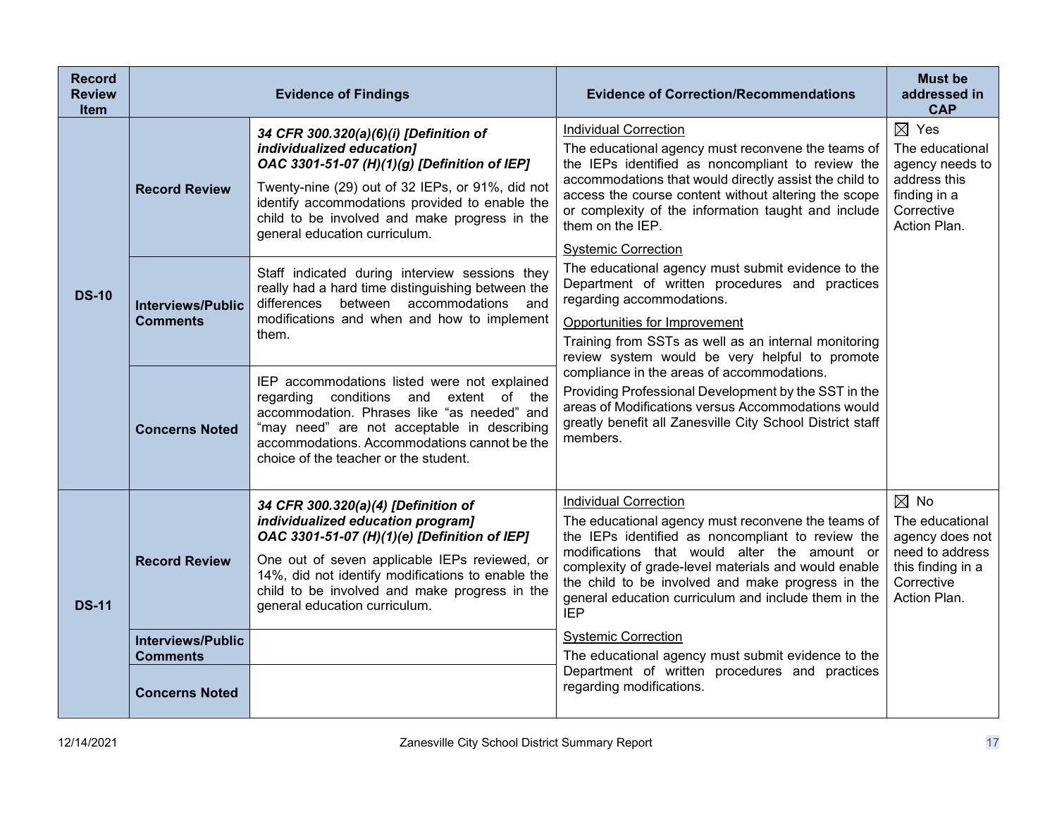| Record Review Item | Evidence of Findings | | Evidence of Correction/Recommendations | Must be addressed in CAP |
|---|---|---|---|---|
| DS-10 | Record Review | ***34 CFR 300.320(a)(6)(i) [Definition of individualized education]*** ***OAC 3301-51-07 (H)(1)(g) [Definition of IEP]*** Twenty-nine (29) out of 32 IEPs, or 91%, did not identify accommodations provided to enable the child to be involved and make progress in the general education curriculum. | <u>Individual Correction</u> The educational agency must reconvene the teams of the IEPs identified as noncompliant to review the accommodations that would directly assist the child to access the course content without altering the scope or complexity of the information taught and include them on the IEP. <u>Systemic Correction</u> The educational agency must submit evidence to the Department of written procedures and practices regarding accommodations. <u>Opportunities for Improvement</u> Training from SSTs as well as an internal monitoring review system would be very helpful to promote compliance in the areas of accommodations. Providing Professional Development by the SST in the areas of Modifications versus Accommodations would greatly benefit all Zanesville City School District staff members. | ☒ Yes The educational agency needs to address this finding in a Corrective Action Plan. |
| | Interviews/Public Comments | Staff indicated during interview sessions they really had a hard time distinguishing between the differences between accommodations and modifications and when and how to implement them. | | |
| | Concerns Noted | IEP accommodations listed were not explained regarding conditions and extent of the accommodation. Phrases like “as needed” and “may need” are not acceptable in describing accommodations. Accommodations cannot be the choice of the teacher or the student. | | |
| DS-11 | Record Review | ***34 CFR 300.320(a)(4) [Definition of individualized education program]*** ***OAC 3301-51-07 (H)(1)(e) [Definition of IEP]*** One out of seven applicable IEPs reviewed, or 14%, did not identify modifications to enable the child to be involved and make progress in the general education curriculum. | <u>Individual Correction</u> The educational agency must reconvene the teams of the IEPs identified as noncompliant to review the modifications that would alter the amount or complexity of grade-level materials and would enable the child to be involved and make progress in the general education curriculum and include them in the IEP <u>Systemic Correction</u> The educational agency must submit evidence to the Department of written procedures and practices regarding modifications. | ☒ No The educational agency does not need to address this finding in a Corrective Action Plan. |
| | Interviews/Public Comments | | | |
| | Concerns Noted | | | |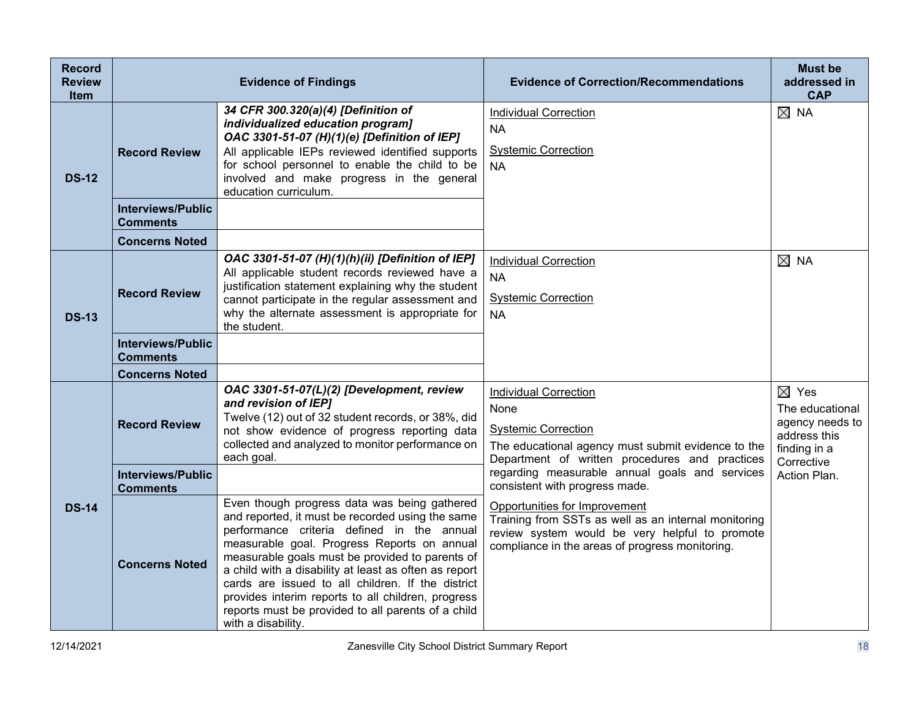| Record Review Item | Evidence of Findings | | Evidence of Correction/Recommendations | Must be addressed in CAP |
|---|---|---|---|---|
| **DS-12** | **Record Review** | ***34 CFR 300.320(a)(4) [Definition of individualized education program]*** ***OAC 3301-51-07 (H)(1)(e) [Definition of IEP]*** All applicable IEPs reviewed identified supports for school personnel to enable the child to be involved and make progress in the general education curriculum. | Individual Correction<br>NA<br>Systemic Correction<br>NA | ☒ NA |
| | **Interviews/Public Comments** | | | |
| | **Concerns Noted** | | | |
| **DS-13** | **Record Review** | ***OAC 3301-51-07 (H)(1)(h)(ii) [Definition of IEP]*** All applicable student records reviewed have a justification statement explaining why the student cannot participate in the regular assessment and why the alternate assessment is appropriate for the student. | Individual Correction<br>NA<br>Systemic Correction<br>NA | ☒ NA |
| | **Interviews/Public Comments** | | | |
| | **Concerns Noted** | | | |
| **DS-14** | **Record Review** | ***OAC 3301-51-07(L)(2) [Development, review and revision of IEP]*** Twelve (12) out of 32 student records, or 38%, did not show evidence of progress reporting data collected and analyzed to monitor performance on each goal. | Individual Correction<br>None<br>Systemic Correction<br>The educational agency must submit evidence to the Department of written procedures and practices regarding measurable annual goals and services consistent with progress made.<br>Opportunities for Improvement<br>Training from SSTs as well as an internal monitoring review system would be very helpful to promote compliance in the areas of progress monitoring. | ☒ Yes<br>The educational agency needs to address this finding in a Corrective Action Plan. |
| | **Interviews/Public Comments** | | | |
| | **Concerns Noted** | Even though progress data was being gathered and reported, it must be recorded using the same performance criteria defined in the annual measurable goal. Progress Reports on annual measurable goals must be provided to parents of a child with a disability at least as often as report cards are issued to all children. If the district provides interim reports to all children, progress reports must be provided to all parents of a child with a disability. | | |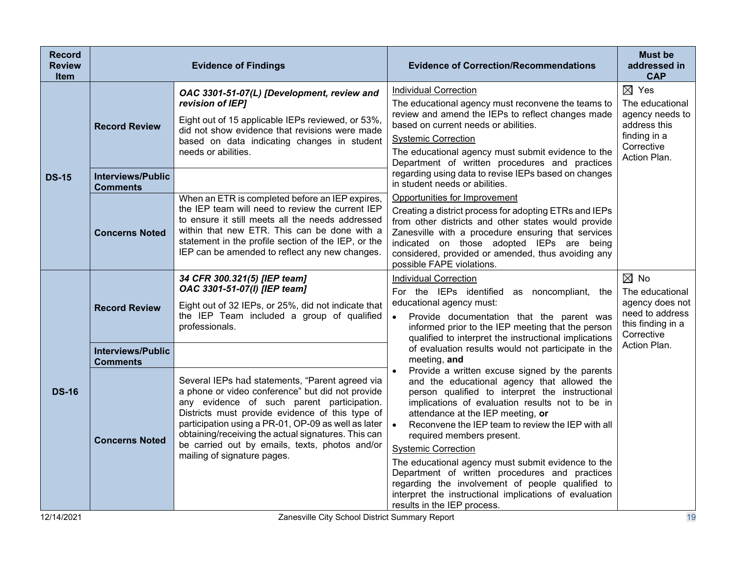| Record Review Item | Evidence of Findings | | Evidence of Correction/Recommendations | Must be addressed in CAP |
|---|---|---|---|---|
| DS-15 | Record Review | ***OAC 3301-51-07(L) [Development, review and revision of IEP]*** <br><br> Eight out of 15 applicable IEPs reviewed, or 53%, did not show evidence that revisions were made based on data indicating changes in student needs or abilities. | <u>Individual Correction</u> <br> The educational agency must reconvene the teams to review and amend the IEPs to reflect changes made based on current needs or abilities. <br> <u>Systemic Correction</u> <br> The educational agency must submit evidence to the Department of written procedures and practices regarding using data to revise IEPs based on changes in student needs or abilities. <br> <u>Opportunities for Improvement</u> <br> Creating a district process for adopting ETRs and IEPs from other districts and other states would provide Zanesville with a procedure ensuring that services indicated on those adopted IEPs are being considered, provided or amended, thus avoiding any possible FAPE violations. | ☒ Yes <br> The educational agency needs to address this finding in a Corrective Action Plan. |
| | Interviews/Public Comments | | | |
| | Concerns Noted | When an ETR is completed before an IEP expires, the IEP team will need to review the current IEP to ensure it still meets all the needs addressed within that new ETR. This can be done with a statement in the profile section of the IEP, or the IEP can be amended to reflect any new changes. | | |
| DS-16 | Record Review | ***34 CFR 300.321(5) [IEP team]*** <br> ***OAC 3301-51-07(I) [IEP team]*** <br><br> Eight out of 32 IEPs, or 25%, did not indicate that the IEP Team included a group of qualified professionals. | <u>Individual Correction</u> <br> For the IEPs identified as noncompliant, the educational agency must: <br> • Provide documentation that the parent was informed prior to the IEP meeting that the person qualified to interpret the instructional implications of evaluation results would not participate in the meeting, **and** <br> • Provide a written excuse signed by the parents and the educational agency that allowed the person qualified to interpret the instructional implications of evaluation results not to be in attendance at the IEP meeting, **or** <br> • Reconvene the IEP team to review the IEP with all required members present. <br> <u>Systemic Correction</u> <br> The educational agency must submit evidence to the Department of written procedures and practices regarding the involvement of people qualified to interpret the instructional implications of evaluation results in the IEP process. | ☒ No <br> The educational agency does not need to address this finding in a Corrective Action Plan. |
| | Interviews/Public Comments | | | |
| | Concerns Noted | Several IEPs had statements, "Parent agreed via a phone or video conference" but did not provide any evidence of such parent participation. Districts must provide evidence of this type of participation using a PR-01, OP-09 as well as later obtaining/receiving the actual signatures. This can be carried out by emails, texts, photos and/or mailing of signature pages. | | |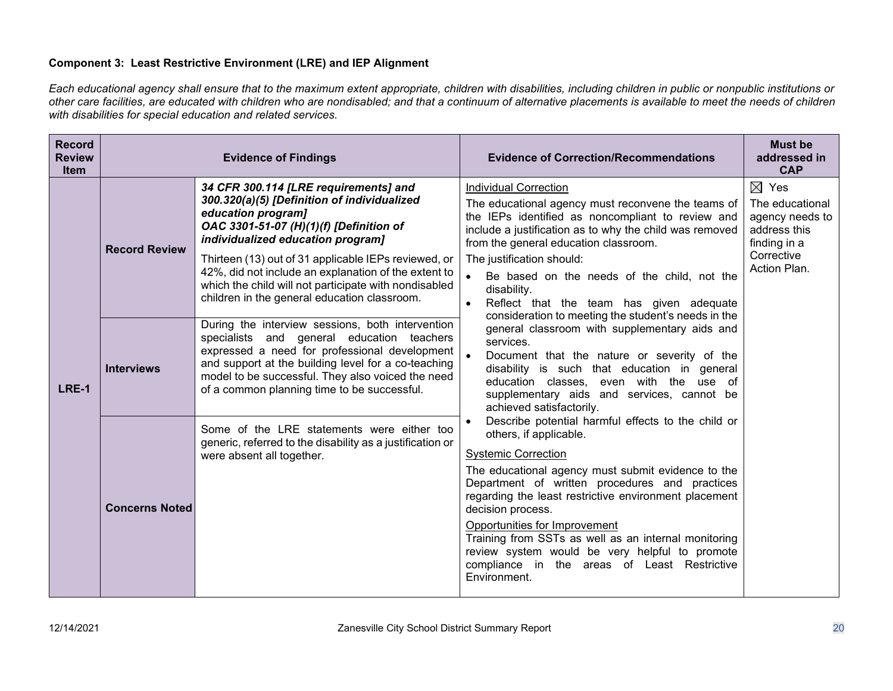**Component 3: Least Restrictive Environment (LRE) and IEP Alignment**

*Each educational agency shall ensure that to the maximum extent appropriate, children with disabilities, including children in public or nonpublic institutions or other care facilities, are educated with children who are nondisabled; and that a continuum of alternative placements is available to meet the needs of children with disabilities for special education and related services.*

| Record Review Item | Evidence of Findings | | Evidence of Correction/Recommendations | Must be addressed in CAP |
|---|---|---|---|---|
| LRE-1 | **Record Review** | ***34 CFR 300.114 [LRE requirements] and 300.320(a)(5) [Definition of individualized education program]*** ***OAC 3301-51-07 (H)(1)(f) [Definition of individualized education program]*** Thirteen (13) out of 31 applicable IEPs reviewed, or 42%, did not include an explanation of the extent to which the child will not participate with nondisabled children in the general education classroom. | Individual Correction<br>The educational agency must reconvene the teams of the IEPs identified as noncompliant to review and include a justification as to why the child was removed from the general education classroom.<br>The justification should:<br>• Be based on the needs of the child, not the disability.<br>• Reflect that the team has given adequate consideration to meeting the student's needs in the general classroom with supplementary aids and services.<br>• Document that the nature or severity of the disability is such that education in general education classes, even with the use of supplementary aids and services, cannot be achieved satisfactorily.<br>• Describe potential harmful effects to the child or others, if applicable.<br>Systemic Correction<br>The educational agency must submit evidence to the Department of written procedures and practices regarding the least restrictive environment placement decision process.<br>Opportunities for Improvement<br>Training from SSTs as well as an internal monitoring review system would be very helpful to promote compliance in the areas of Least Restrictive Environment. | ☒ Yes<br>The educational agency needs to address this finding in a Corrective Action Plan. |
| | **Interviews** | During the interview sessions, both intervention specialists and general education teachers expressed a need for professional development and support at the building level for a co-teaching model to be successful. They also voiced the need of a common planning time to be successful. | | |
| | **Concerns Noted** | Some of the LRE statements were either too generic, referred to the disability as a justification or were absent all together. | | |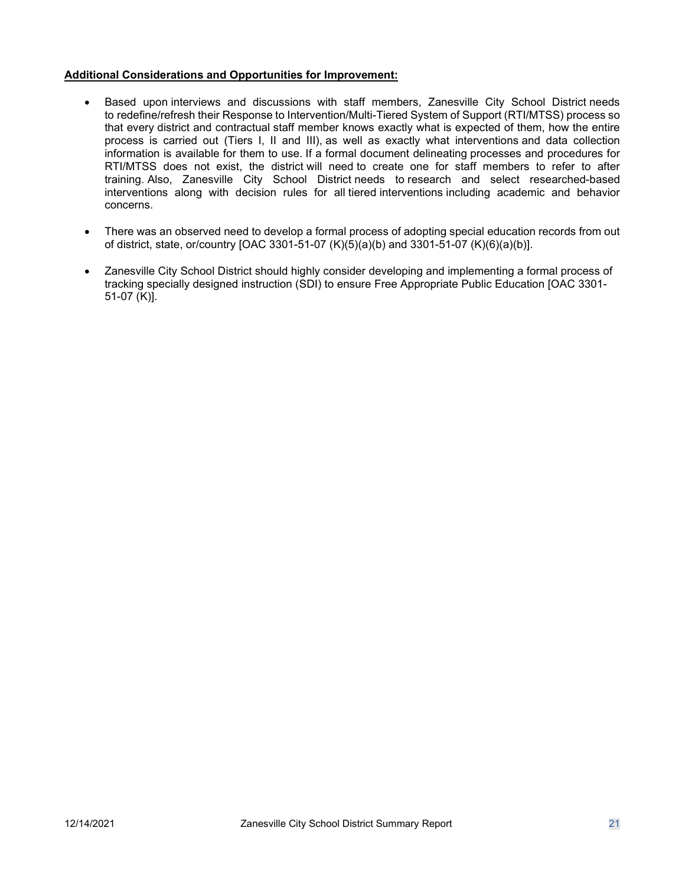**Additional Considerations and Opportunities for Improvement:**

- Based upon interviews and discussions with staff members, Zanesville City School District needs to redefine/refresh their Response to Intervention/Multi-Tiered System of Support (RTI/MTSS) process so that every district and contractual staff member knows exactly what is expected of them, how the entire process is carried out (Tiers I, II and III), as well as exactly what interventions and data collection information is available for them to use. If a formal document delineating processes and procedures for RTI/MTSS does not exist, the district will need to create one for staff members to refer to after training. Also, Zanesville City School District needs to research and select researched-based interventions along with decision rules for all tiered interventions including academic and behavior concerns.

- There was an observed need to develop a formal process of adopting special education records from out of district, state, or/country [OAC 3301-51-07 (K)(5)(a)(b) and 3301-51-07 (K)(6)(a)(b)].

- Zanesville City School District should highly consider developing and implementing a formal process of tracking specially designed instruction (SDI) to ensure Free Appropriate Public Education [OAC 3301-51-07 (K)].